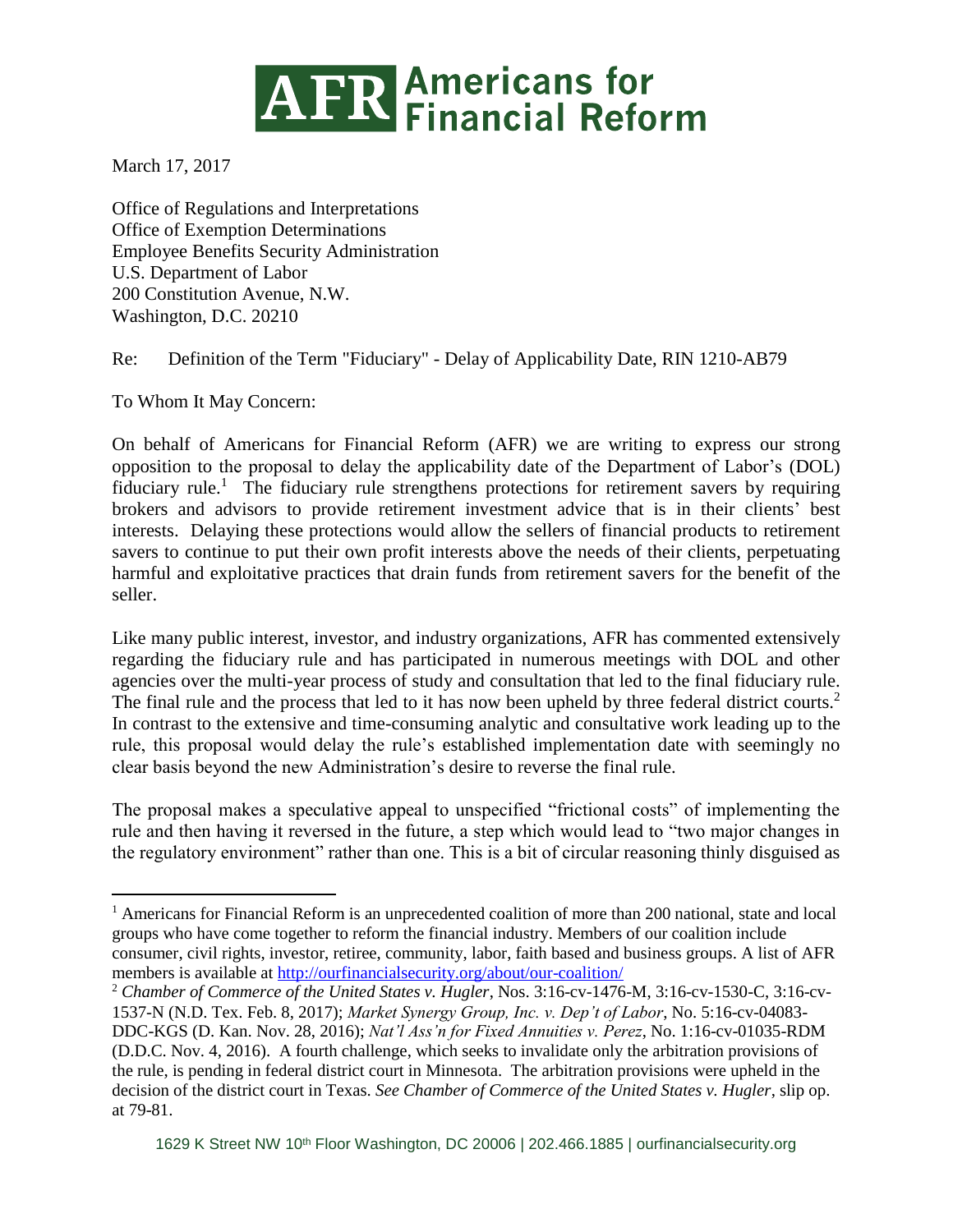# AFR Americans for Financial Reform

March 17, 2017

Office of Regulations and Interpretations
Office of Exemption Determinations
Employee Benefits Security Administration
U.S. Department of Labor
200 Constitution Avenue, N.W.
Washington, D.C. 20210

Re: Definition of the Term "Fiduciary" - Delay of Applicability Date, RIN 1210-AB79

To Whom It May Concern:

On behalf of Americans for Financial Reform (AFR) we are writing to express our strong opposition to the proposal to delay the applicability date of the Department of Labor's (DOL) fiduciary rule.[1] The fiduciary rule strengthens protections for retirement savers by requiring brokers and advisors to provide retirement investment advice that is in their clients' best interests. Delaying these protections would allow the sellers of financial products to retirement savers to continue to put their own profit interests above the needs of their clients, perpetuating harmful and exploitative practices that drain funds from retirement savers for the benefit of the seller.

Like many public interest, investor, and industry organizations, AFR has commented extensively regarding the fiduciary rule and has participated in numerous meetings with DOL and other agencies over the multi-year process of study and consultation that led to the final fiduciary rule. The final rule and the process that led to it has now been upheld by three federal district courts.[2] In contrast to the extensive and time-consuming analytic and consultative work leading up to the rule, this proposal would delay the rule's established implementation date with seemingly no clear basis beyond the new Administration's desire to reverse the final rule.

The proposal makes a speculative appeal to unspecified "frictional costs" of implementing the rule and then having it reversed in the future, a step which would lead to "two major changes in the regulatory environment" rather than one. This is a bit of circular reasoning thinly disguised as

---

[1] Americans for Financial Reform is an unprecedented coalition of more than 200 national, state and local groups who have come together to reform the financial industry. Members of our coalition include consumer, civil rights, investor, retiree, community, labor, faith based and business groups. A list of AFR members is available at http://ourfinancialsecurity.org/about/our-coalition/

[2] *Chamber of Commerce of the United States v. Hugler*, Nos. 3:16-cv-1476-M, 3:16-cv-1530-C, 3:16-cv-1537-N (N.D. Tex. Feb. 8, 2017); *Market Synergy Group, Inc. v. Dep't of Labor*, No. 5:16-cv-04083-DDC-KGS (D. Kan. Nov. 28, 2016); *Nat'l Ass'n for Fixed Annuities v. Perez*, No. 1:16-cv-01035-RDM (D.D.C. Nov. 4, 2016). A fourth challenge, which seeks to invalidate only the arbitration provisions of the rule, is pending in federal district court in Minnesota. The arbitration provisions were upheld in the decision of the district court in Texas. *See Chamber of Commerce of the United States v. Hugler*, slip op. at 79-81.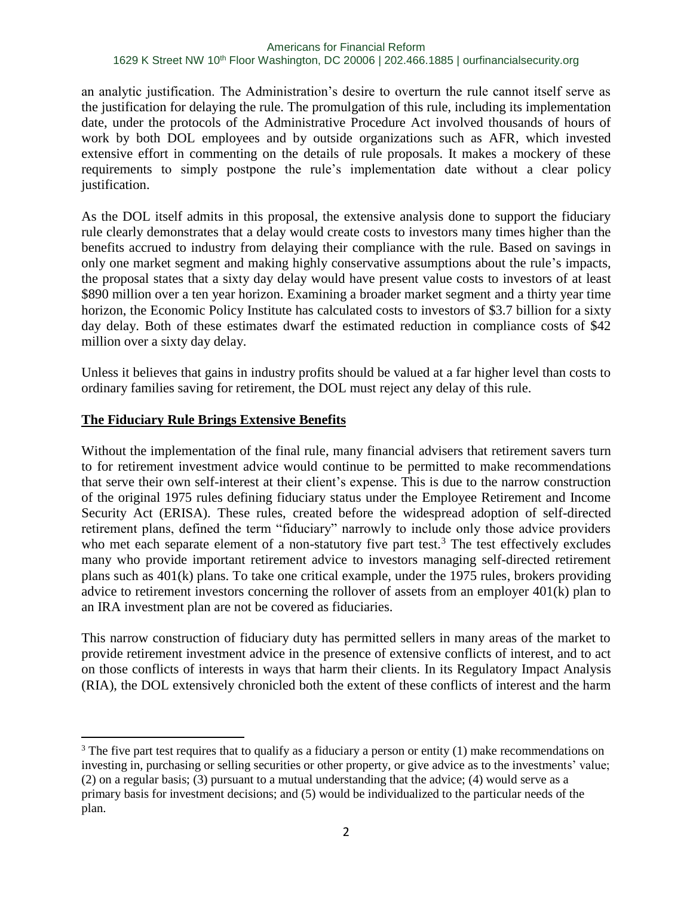an analytic justification. The Administration's desire to overturn the rule cannot itself serve as the justification for delaying the rule. The promulgation of this rule, including its implementation date, under the protocols of the Administrative Procedure Act involved thousands of hours of work by both DOL employees and by outside organizations such as AFR, which invested extensive effort in commenting on the details of rule proposals. It makes a mockery of these requirements to simply postpone the rule's implementation date without a clear policy justification.

As the DOL itself admits in this proposal, the extensive analysis done to support the fiduciary rule clearly demonstrates that a delay would create costs to investors many times higher than the benefits accrued to industry from delaying their compliance with the rule. Based on savings in only one market segment and making highly conservative assumptions about the rule's impacts, the proposal states that a sixty day delay would have present value costs to investors of at least \$890 million over a ten year horizon. Examining a broader market segment and a thirty year time horizon, the Economic Policy Institute has calculated costs to investors of \$3.7 billion for a sixty day delay. Both of these estimates dwarf the estimated reduction in compliance costs of \$42 million over a sixty day delay.

Unless it believes that gains in industry profits should be valued at a far higher level than costs to ordinary families saving for retirement, the DOL must reject any delay of this rule.

## The Fiduciary Rule Brings Extensive Benefits

Without the implementation of the final rule, many financial advisers that retirement savers turn to for retirement investment advice would continue to be permitted to make recommendations that serve their own self-interest at their client's expense. This is due to the narrow construction of the original 1975 rules defining fiduciary status under the Employee Retirement and Income Security Act (ERISA). These rules, created before the widespread adoption of self-directed retirement plans, defined the term "fiduciary" narrowly to include only those advice providers who met each separate element of a non-statutory five part test.[3] The test effectively excludes many who provide important retirement advice to investors managing self-directed retirement plans such as 401(k) plans. To take one critical example, under the 1975 rules, brokers providing advice to retirement investors concerning the rollover of assets from an employer 401(k) plan to an IRA investment plan are not be covered as fiduciaries.

This narrow construction of fiduciary duty has permitted sellers in many areas of the market to provide retirement investment advice in the presence of extensive conflicts of interest, and to act on those conflicts of interests in ways that harm their clients. In its Regulatory Impact Analysis (RIA), the DOL extensively chronicled both the extent of these conflicts of interest and the harm

---

[3] The five part test requires that to qualify as a fiduciary a person or entity (1) make recommendations on investing in, purchasing or selling securities or other property, or give advice as to the investments' value; (2) on a regular basis; (3) pursuant to a mutual understanding that the advice; (4) would serve as a primary basis for investment decisions; and (5) would be individualized to the particular needs of the plan.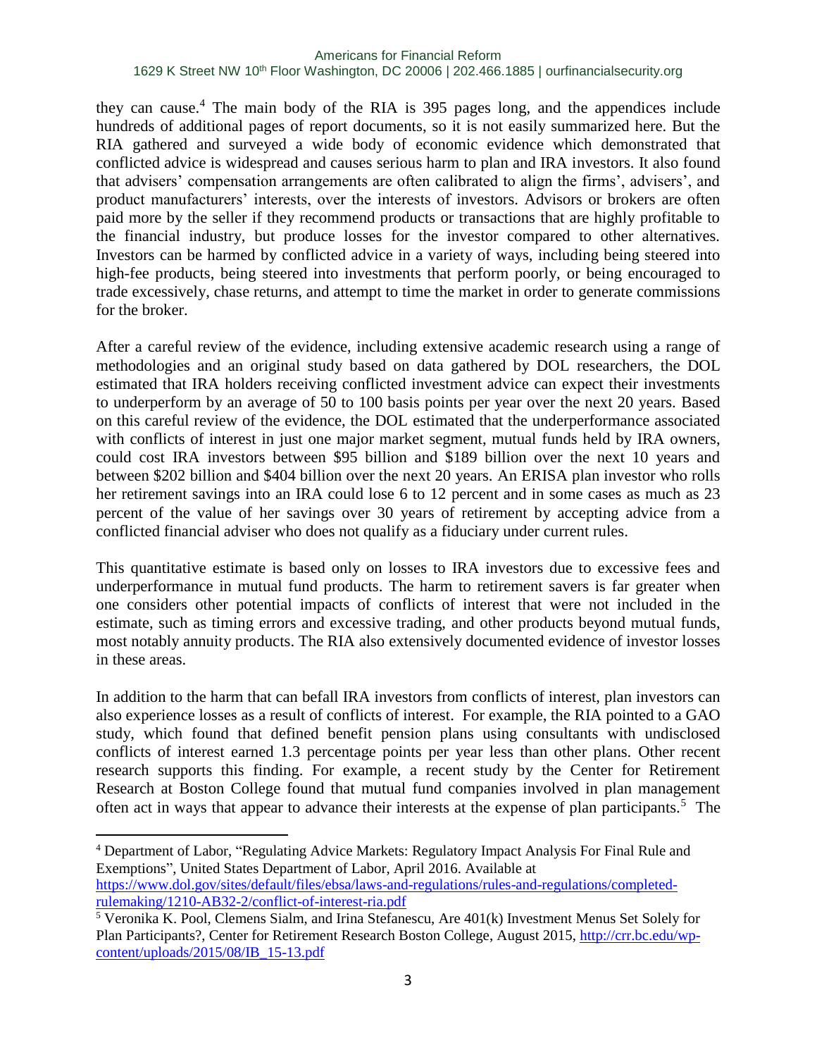they can cause.[4] The main body of the RIA is 395 pages long, and the appendices include hundreds of additional pages of report documents, so it is not easily summarized here. But the RIA gathered and surveyed a wide body of economic evidence which demonstrated that conflicted advice is widespread and causes serious harm to plan and IRA investors. It also found that advisers' compensation arrangements are often calibrated to align the firms', advisers', and product manufacturers' interests, over the interests of investors. Advisors or brokers are often paid more by the seller if they recommend products or transactions that are highly profitable to the financial industry, but produce losses for the investor compared to other alternatives. Investors can be harmed by conflicted advice in a variety of ways, including being steered into high-fee products, being steered into investments that perform poorly, or being encouraged to trade excessively, chase returns, and attempt to time the market in order to generate commissions for the broker.

After a careful review of the evidence, including extensive academic research using a range of methodologies and an original study based on data gathered by DOL researchers, the DOL estimated that IRA holders receiving conflicted investment advice can expect their investments to underperform by an average of 50 to 100 basis points per year over the next 20 years. Based on this careful review of the evidence, the DOL estimated that the underperformance associated with conflicts of interest in just one major market segment, mutual funds held by IRA owners, could cost IRA investors between $95 billion and $189 billion over the next 10 years and between $202 billion and $404 billion over the next 20 years. An ERISA plan investor who rolls her retirement savings into an IRA could lose 6 to 12 percent and in some cases as much as 23 percent of the value of her savings over 30 years of retirement by accepting advice from a conflicted financial adviser who does not qualify as a fiduciary under current rules.

This quantitative estimate is based only on losses to IRA investors due to excessive fees and underperformance in mutual fund products. The harm to retirement savers is far greater when one considers other potential impacts of conflicts of interest that were not included in the estimate, such as timing errors and excessive trading, and other products beyond mutual funds, most notably annuity products. The RIA also extensively documented evidence of investor losses in these areas.

In addition to the harm that can befall IRA investors from conflicts of interest, plan investors can also experience losses as a result of conflicts of interest. For example, the RIA pointed to a GAO study, which found that defined benefit pension plans using consultants with undisclosed conflicts of interest earned 1.3 percentage points per year less than other plans. Other recent research supports this finding. For example, a recent study by the Center for Retirement Research at Boston College found that mutual fund companies involved in plan management often act in ways that appear to advance their interests at the expense of plan participants.[5] The

---

[4] Department of Labor, "Regulating Advice Markets: Regulatory Impact Analysis For Final Rule and Exemptions", United States Department of Labor, April 2016. Available at https://www.dol.gov/sites/default/files/ebsa/laws-and-regulations/rules-and-regulations/completed-rulemaking/1210-AB32-2/conflict-of-interest-ria.pdf

[5] Veronika K. Pool, Clemens Sialm, and Irina Stefanescu, Are 401(k) Investment Menus Set Solely for Plan Participants?, Center for Retirement Research Boston College, August 2015, http://crr.bc.edu/wp-content/uploads/2015/08/IB_15-13.pdf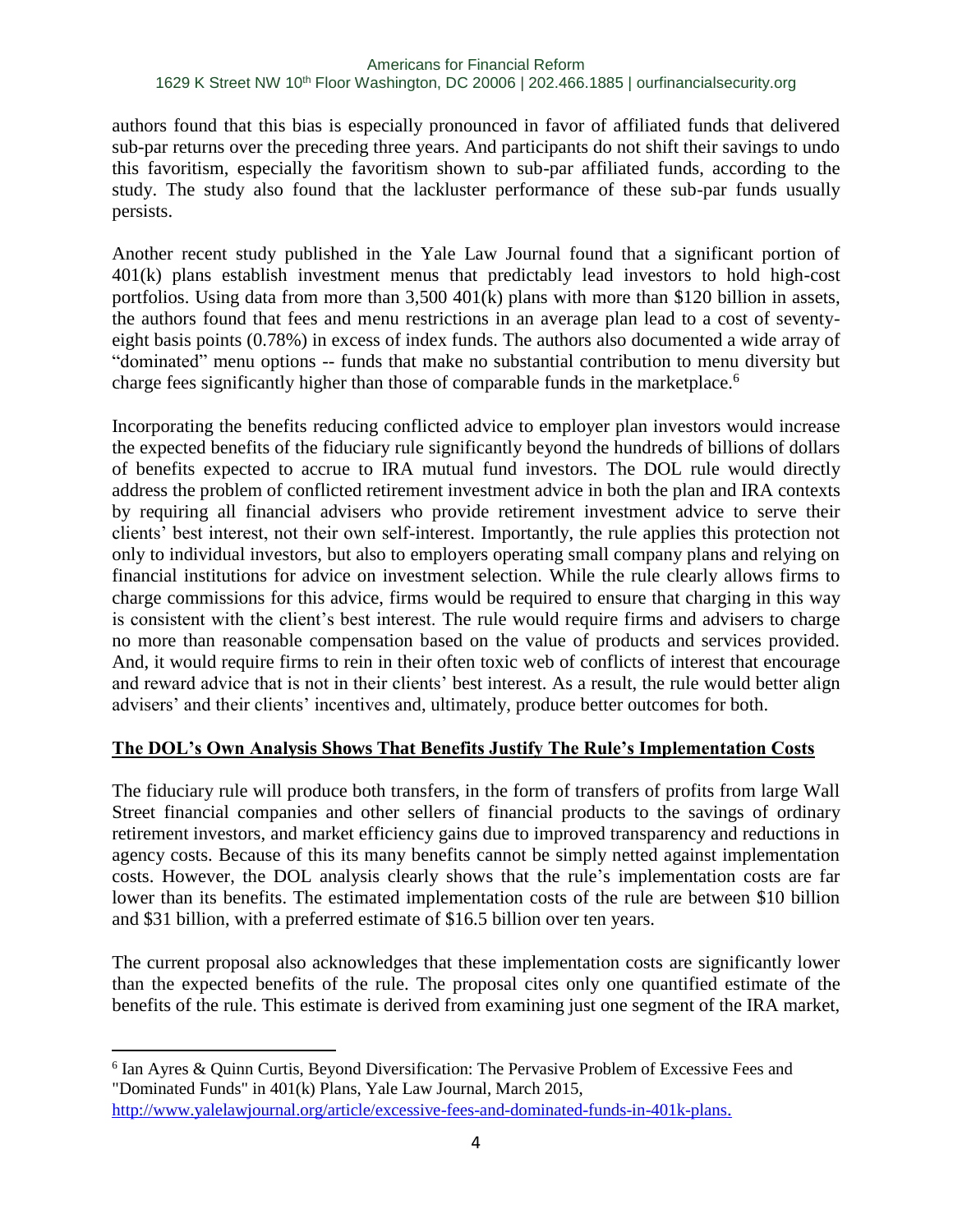authors found that this bias is especially pronounced in favor of affiliated funds that delivered sub-par returns over the preceding three years. And participants do not shift their savings to undo this favoritism, especially the favoritism shown to sub-par affiliated funds, according to the study. The study also found that the lackluster performance of these sub-par funds usually persists.

Another recent study published in the Yale Law Journal found that a significant portion of 401(k) plans establish investment menus that predictably lead investors to hold high-cost portfolios. Using data from more than 3,500 401(k) plans with more than $120 billion in assets, the authors found that fees and menu restrictions in an average plan lead to a cost of seventy-eight basis points (0.78%) in excess of index funds. The authors also documented a wide array of "dominated" menu options -- funds that make no substantial contribution to menu diversity but charge fees significantly higher than those of comparable funds in the marketplace.[6]

Incorporating the benefits reducing conflicted advice to employer plan investors would increase the expected benefits of the fiduciary rule significantly beyond the hundreds of billions of dollars of benefits expected to accrue to IRA mutual fund investors. The DOL rule would directly address the problem of conflicted retirement investment advice in both the plan and IRA contexts by requiring all financial advisers who provide retirement investment advice to serve their clients' best interest, not their own self-interest. Importantly, the rule applies this protection not only to individual investors, but also to employers operating small company plans and relying on financial institutions for advice on investment selection. While the rule clearly allows firms to charge commissions for this advice, firms would be required to ensure that charging in this way is consistent with the client's best interest. The rule would require firms and advisers to charge no more than reasonable compensation based on the value of products and services provided. And, it would require firms to rein in their often toxic web of conflicts of interest that encourage and reward advice that is not in their clients' best interest. As a result, the rule would better align advisers' and their clients' incentives and, ultimately, produce better outcomes for both.

## The DOL's Own Analysis Shows That Benefits Justify The Rule's Implementation Costs

The fiduciary rule will produce both transfers, in the form of transfers of profits from large Wall Street financial companies and other sellers of financial products to the savings of ordinary retirement investors, and market efficiency gains due to improved transparency and reductions in agency costs. Because of this its many benefits cannot be simply netted against implementation costs. However, the DOL analysis clearly shows that the rule's implementation costs are far lower than its benefits. The estimated implementation costs of the rule are between $10 billion and $31 billion, with a preferred estimate of $16.5 billion over ten years.

The current proposal also acknowledges that these implementation costs are significantly lower than the expected benefits of the rule. The proposal cites only one quantified estimate of the benefits of the rule. This estimate is derived from examining just one segment of the IRA market,

---

[6] Ian Ayres & Quinn Curtis, Beyond Diversification: The Pervasive Problem of Excessive Fees and "Dominated Funds" in 401(k) Plans, Yale Law Journal, March 2015, http://www.yalelawjournal.org/article/excessive-fees-and-dominated-funds-in-401k-plans.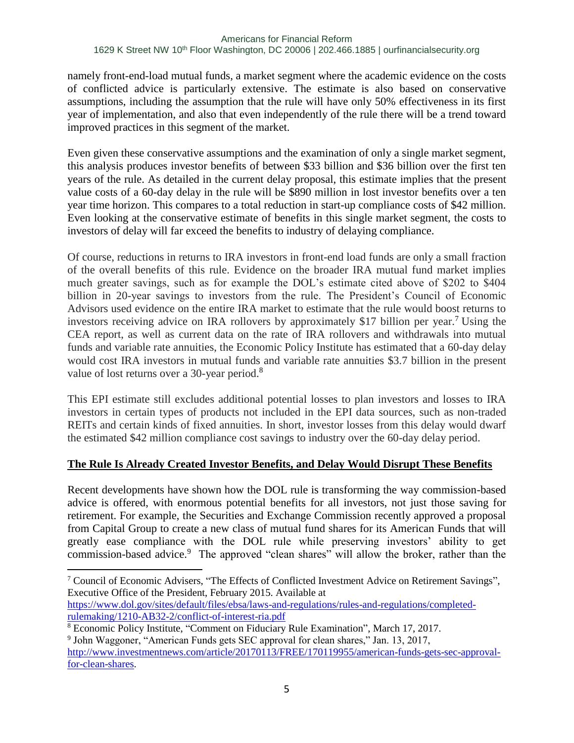namely front-end-load mutual funds, a market segment where the academic evidence on the costs of conflicted advice is particularly extensive. The estimate is also based on conservative assumptions, including the assumption that the rule will have only 50% effectiveness in its first year of implementation, and also that even independently of the rule there will be a trend toward improved practices in this segment of the market.

Even given these conservative assumptions and the examination of only a single market segment, this analysis produces investor benefits of between $33 billion and $36 billion over the first ten years of the rule. As detailed in the current delay proposal, this estimate implies that the present value costs of a 60-day delay in the rule will be $890 million in lost investor benefits over a ten year time horizon. This compares to a total reduction in start-up compliance costs of $42 million. Even looking at the conservative estimate of benefits in this single market segment, the costs to investors of delay will far exceed the benefits to industry of delaying compliance.

Of course, reductions in returns to IRA investors in front-end load funds are only a small fraction of the overall benefits of this rule. Evidence on the broader IRA mutual fund market implies much greater savings, such as for example the DOL's estimate cited above of $202 to $404 billion in 20-year savings to investors from the rule. The President's Council of Economic Advisors used evidence on the entire IRA market to estimate that the rule would boost returns to investors receiving advice on IRA rollovers by approximately $17 billion per year.[7] Using the CEA report, as well as current data on the rate of IRA rollovers and withdrawals into mutual funds and variable rate annuities, the Economic Policy Institute has estimated that a 60-day delay would cost IRA investors in mutual funds and variable rate annuities $3.7 billion in the present value of lost returns over a 30-year period.[8]

This EPI estimate still excludes additional potential losses to plan investors and losses to IRA investors in certain types of products not included in the EPI data sources, such as non-traded REITs and certain kinds of fixed annuities. In short, investor losses from this delay would dwarf the estimated $42 million compliance cost savings to industry over the 60-day delay period.

**The Rule Is Already Created Investor Benefits, and Delay Would Disrupt These Benefits**

Recent developments have shown how the DOL rule is transforming the way commission-based advice is offered, with enormous potential benefits for all investors, not just those saving for retirement. For example, the Securities and Exchange Commission recently approved a proposal from Capital Group to create a new class of mutual fund shares for its American Funds that will greatly ease compliance with the DOL rule while preserving investors' ability to get commission-based advice.[9] The approved "clean shares" will allow the broker, rather than the

---

[7] Council of Economic Advisers, "The Effects of Conflicted Investment Advice on Retirement Savings", Executive Office of the President, February 2015. Available at https://www.dol.gov/sites/default/files/ebsa/laws-and-regulations/rules-and-regulations/completed-rulemaking/1210-AB32-2/conflict-of-interest-ria.pdf

[8] Economic Policy Institute, "Comment on Fiduciary Rule Examination", March 17, 2017.

[9] John Waggoner, "American Funds gets SEC approval for clean shares," Jan. 13, 2017, http://www.investmentnews.com/article/20170113/FREE/170119955/american-funds-gets-sec-approval-for-clean-shares.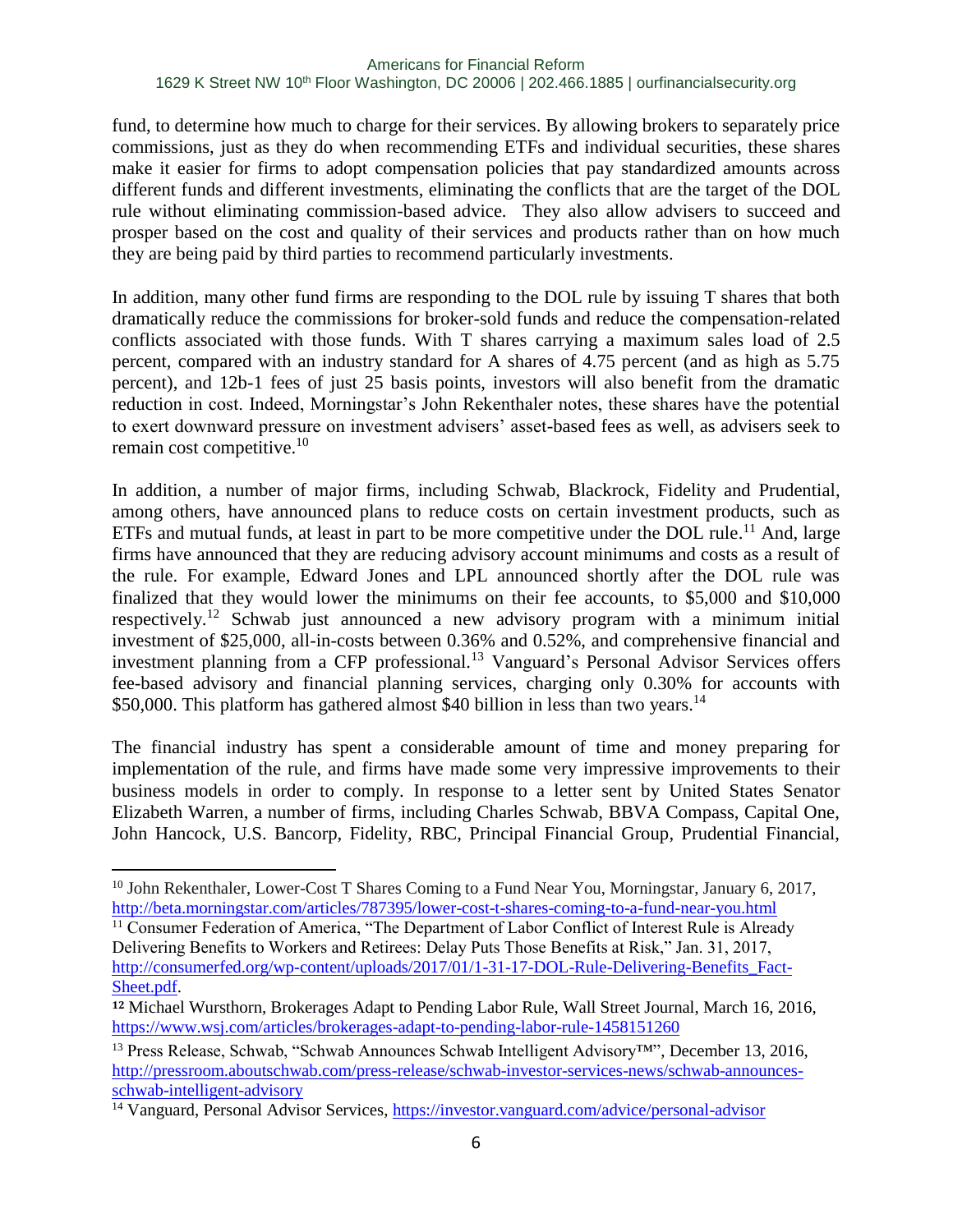fund, to determine how much to charge for their services. By allowing brokers to separately price commissions, just as they do when recommending ETFs and individual securities, these shares make it easier for firms to adopt compensation policies that pay standardized amounts across different funds and different investments, eliminating the conflicts that are the target of the DOL rule without eliminating commission-based advice. They also allow advisers to succeed and prosper based on the cost and quality of their services and products rather than on how much they are being paid by third parties to recommend particularly investments.

In addition, many other fund firms are responding to the DOL rule by issuing T shares that both dramatically reduce the commissions for broker-sold funds and reduce the compensation-related conflicts associated with those funds. With T shares carrying a maximum sales load of 2.5 percent, compared with an industry standard for A shares of 4.75 percent (and as high as 5.75 percent), and 12b-1 fees of just 25 basis points, investors will also benefit from the dramatic reduction in cost. Indeed, Morningstar's John Rekenthaler notes, these shares have the potential to exert downward pressure on investment advisers' asset-based fees as well, as advisers seek to remain cost competitive.[10]

In addition, a number of major firms, including Schwab, Blackrock, Fidelity and Prudential, among others, have announced plans to reduce costs on certain investment products, such as ETFs and mutual funds, at least in part to be more competitive under the DOL rule.[11] And, large firms have announced that they are reducing advisory account minimums and costs as a result of the rule. For example, Edward Jones and LPL announced shortly after the DOL rule was finalized that they would lower the minimums on their fee accounts, to $5,000 and $10,000 respectively.[12] Schwab just announced a new advisory program with a minimum initial investment of $25,000, all-in-costs between 0.36% and 0.52%, and comprehensive financial and investment planning from a CFP professional.[13] Vanguard's Personal Advisor Services offers fee-based advisory and financial planning services, charging only 0.30% for accounts with $50,000. This platform has gathered almost $40 billion in less than two years.[14]

The financial industry has spent a considerable amount of time and money preparing for implementation of the rule, and firms have made some very impressive improvements to their business models in order to comply. In response to a letter sent by United States Senator Elizabeth Warren, a number of firms, including Charles Schwab, BBVA Compass, Capital One, John Hancock, U.S. Bancorp, Fidelity, RBC, Principal Financial Group, Prudential Financial,

---

[10] John Rekenthaler, Lower-Cost T Shares Coming to a Fund Near You, Morningstar, January 6, 2017, http://beta.morningstar.com/articles/787395/lower-cost-t-shares-coming-to-a-fund-near-you.html

[11] Consumer Federation of America, "The Department of Labor Conflict of Interest Rule is Already Delivering Benefits to Workers and Retirees: Delay Puts Those Benefits at Risk," Jan. 31, 2017, http://consumerfed.org/wp-content/uploads/2017/01/1-31-17-DOL-Rule-Delivering-Benefits_Fact-Sheet.pdf.

[12] Michael Wursthorn, Brokerages Adapt to Pending Labor Rule, Wall Street Journal, March 16, 2016, https://www.wsj.com/articles/brokerages-adapt-to-pending-labor-rule-1458151260

[13] Press Release, Schwab, "Schwab Announces Schwab Intelligent Advisory™", December 13, 2016, http://pressroom.aboutschwab.com/press-release/schwab-investor-services-news/schwab-announces-schwab-intelligent-advisory

[14] Vanguard, Personal Advisor Services, https://investor.vanguard.com/advice/personal-advisor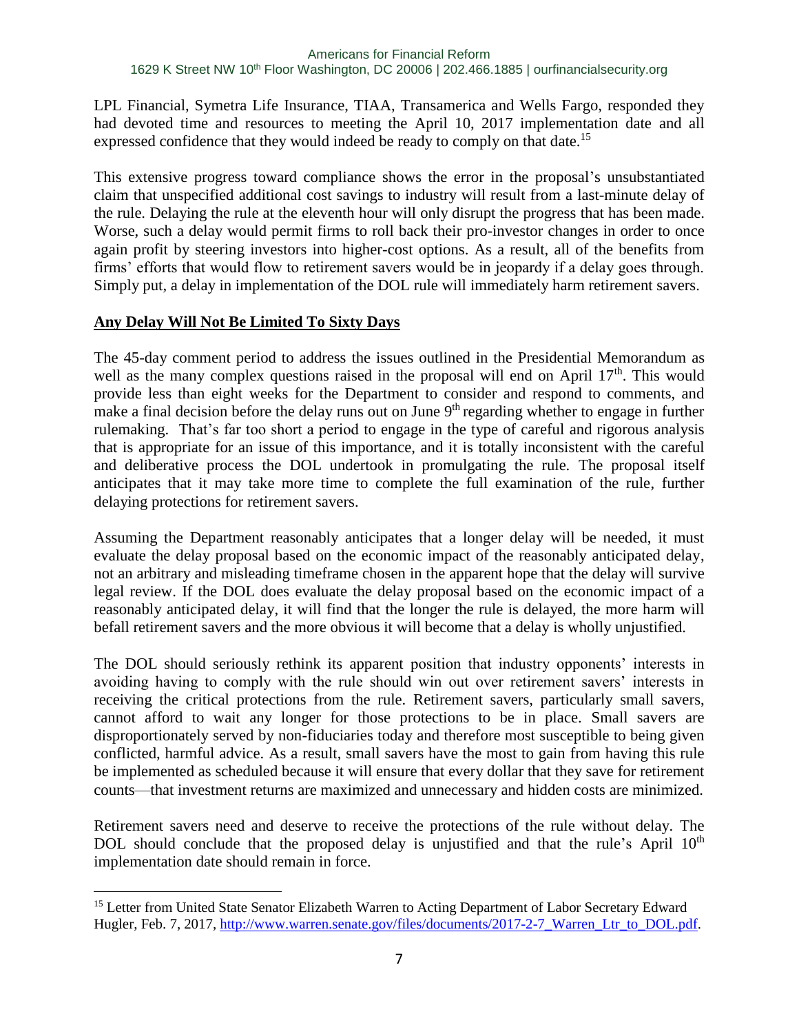LPL Financial, Symetra Life Insurance, TIAA, Transamerica and Wells Fargo, responded they had devoted time and resources to meeting the April 10, 2017 implementation date and all expressed confidence that they would indeed be ready to comply on that date.[15]

This extensive progress toward compliance shows the error in the proposal's unsubstantiated claim that unspecified additional cost savings to industry will result from a last-minute delay of the rule. Delaying the rule at the eleventh hour will only disrupt the progress that has been made. Worse, such a delay would permit firms to roll back their pro-investor changes in order to once again profit by steering investors into higher-cost options. As a result, all of the benefits from firms' efforts that would flow to retirement savers would be in jeopardy if a delay goes through. Simply put, a delay in implementation of the DOL rule will immediately harm retirement savers.

**Any Delay Will Not Be Limited To Sixty Days**

The 45-day comment period to address the issues outlined in the Presidential Memorandum as well as the many complex questions raised in the proposal will end on April 17th. This would provide less than eight weeks for the Department to consider and respond to comments, and make a final decision before the delay runs out on June 9th regarding whether to engage in further rulemaking. That's far too short a period to engage in the type of careful and rigorous analysis that is appropriate for an issue of this importance, and it is totally inconsistent with the careful and deliberative process the DOL undertook in promulgating the rule. The proposal itself anticipates that it may take more time to complete the full examination of the rule, further delaying protections for retirement savers.

Assuming the Department reasonably anticipates that a longer delay will be needed, it must evaluate the delay proposal based on the economic impact of the reasonably anticipated delay, not an arbitrary and misleading timeframe chosen in the apparent hope that the delay will survive legal review. If the DOL does evaluate the delay proposal based on the economic impact of a reasonably anticipated delay, it will find that the longer the rule is delayed, the more harm will befall retirement savers and the more obvious it will become that a delay is wholly unjustified.

The DOL should seriously rethink its apparent position that industry opponents' interests in avoiding having to comply with the rule should win out over retirement savers' interests in receiving the critical protections from the rule. Retirement savers, particularly small savers, cannot afford to wait any longer for those protections to be in place. Small savers are disproportionately served by non-fiduciaries today and therefore most susceptible to being given conflicted, harmful advice. As a result, small savers have the most to gain from having this rule be implemented as scheduled because it will ensure that every dollar that they save for retirement counts—that investment returns are maximized and unnecessary and hidden costs are minimized.

Retirement savers need and deserve to receive the protections of the rule without delay. The DOL should conclude that the proposed delay is unjustified and that the rule's April 10th implementation date should remain in force.

---

[15] Letter from United State Senator Elizabeth Warren to Acting Department of Labor Secretary Edward Hugler, Feb. 7, 2017, http://www.warren.senate.gov/files/documents/2017-2-7_Warren_Ltr_to_DOL.pdf.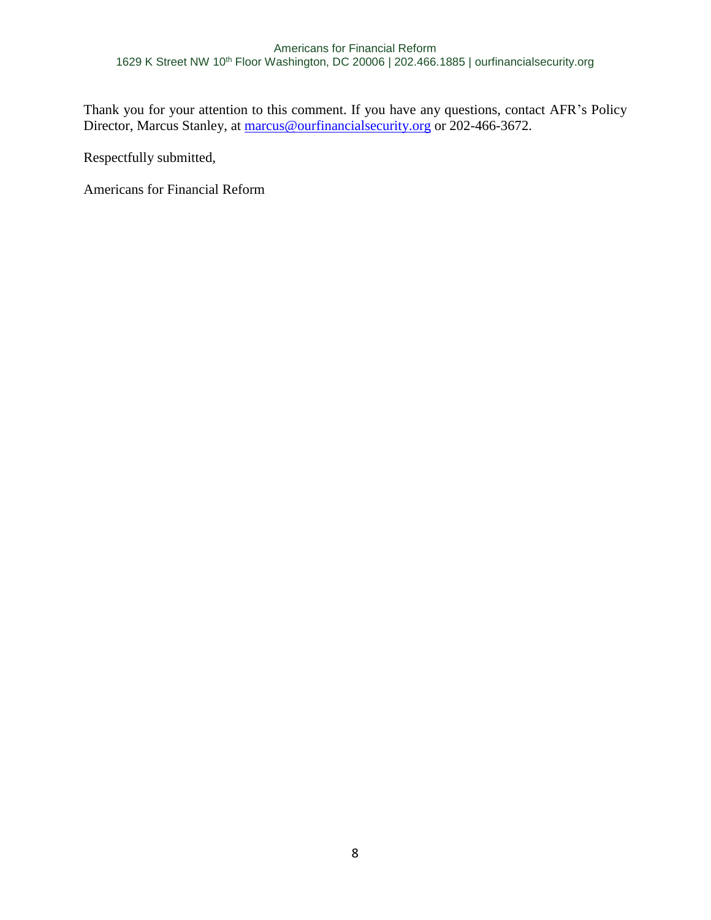Thank you for your attention to this comment. If you have any questions, contact AFR's Policy Director, Marcus Stanley, at marcus@ourfinancialsecurity.org or 202-466-3672.

Respectfully submitted,

Americans for Financial Reform